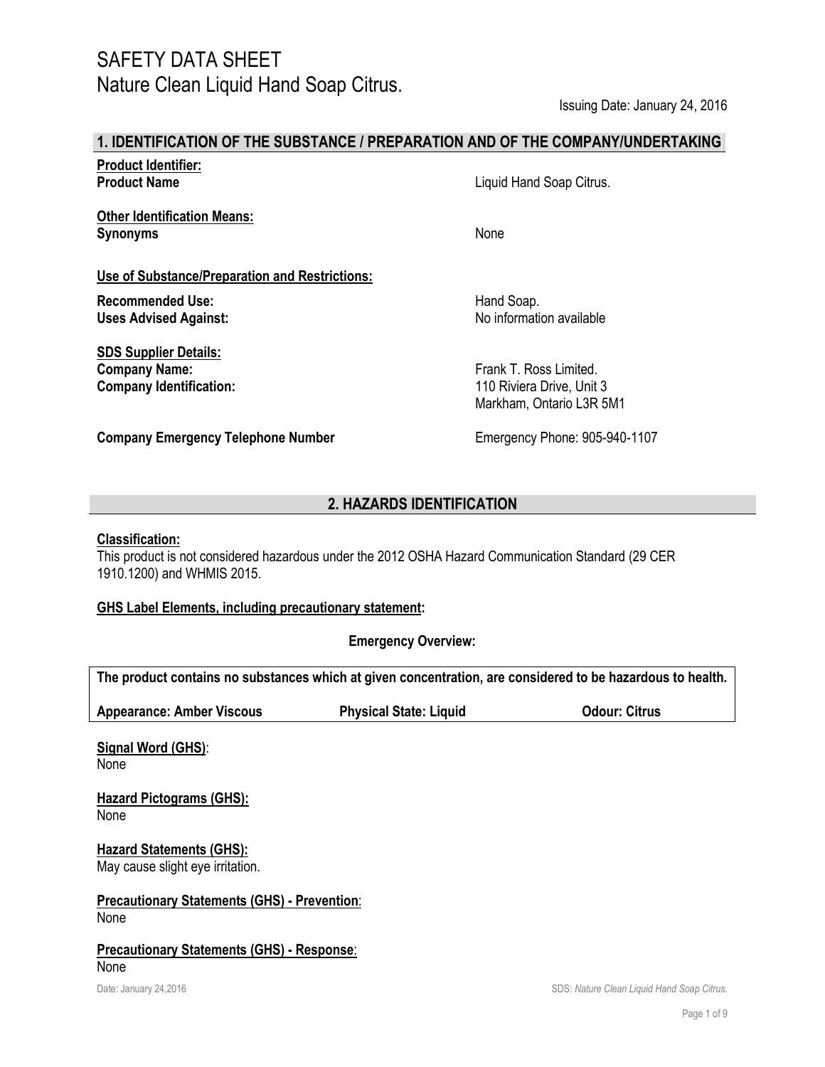# SAFETY DATA SHEET
# Nature Clean Liquid Hand Soap Citrus.

Issuing Date: January 24, 2016

## 1. IDENTIFICATION OF THE SUBSTANCE / PREPARATION AND OF THE COMPANY/UNDERTAKING

**Product Identifier:**
**Product Name** Liquid Hand Soap Citrus.

**Other Identification Means:**
**Synonyms** None

**Use of Substance/Preparation and Restrictions:**

**Recommended Use:** Hand Soap.
**Uses Advised Against:** No information available

**SDS Supplier Details:**
**Company Name:** Frank T. Ross Limited.
**Company Identification:** 110 Riviera Drive, Unit 3
Markham, Ontario L3R 5M1

**Company Emergency Telephone Number** Emergency Phone: 905-940-1107

## 2. HAZARDS IDENTIFICATION

**Classification:**
This product is not considered hazardous under the 2012 OSHA Hazard Communication Standard (29 CER 1910.1200) and WHMIS 2015.

**GHS Label Elements, including precautionary statement:**

**Emergency Overview:**

**The product contains no substances which at given concentration, are considered to be hazardous to health.**

**Appearance: Amber Viscous** **Physical State: Liquid** **Odour: Citrus**

**Signal Word (GHS)**:
None

**Hazard Pictograms (GHS):**
None

**Hazard Statements (GHS):**
May cause slight eye irritation.

**Precautionary Statements (GHS) - Prevention**:
None

**Precautionary Statements (GHS) - Response**:
None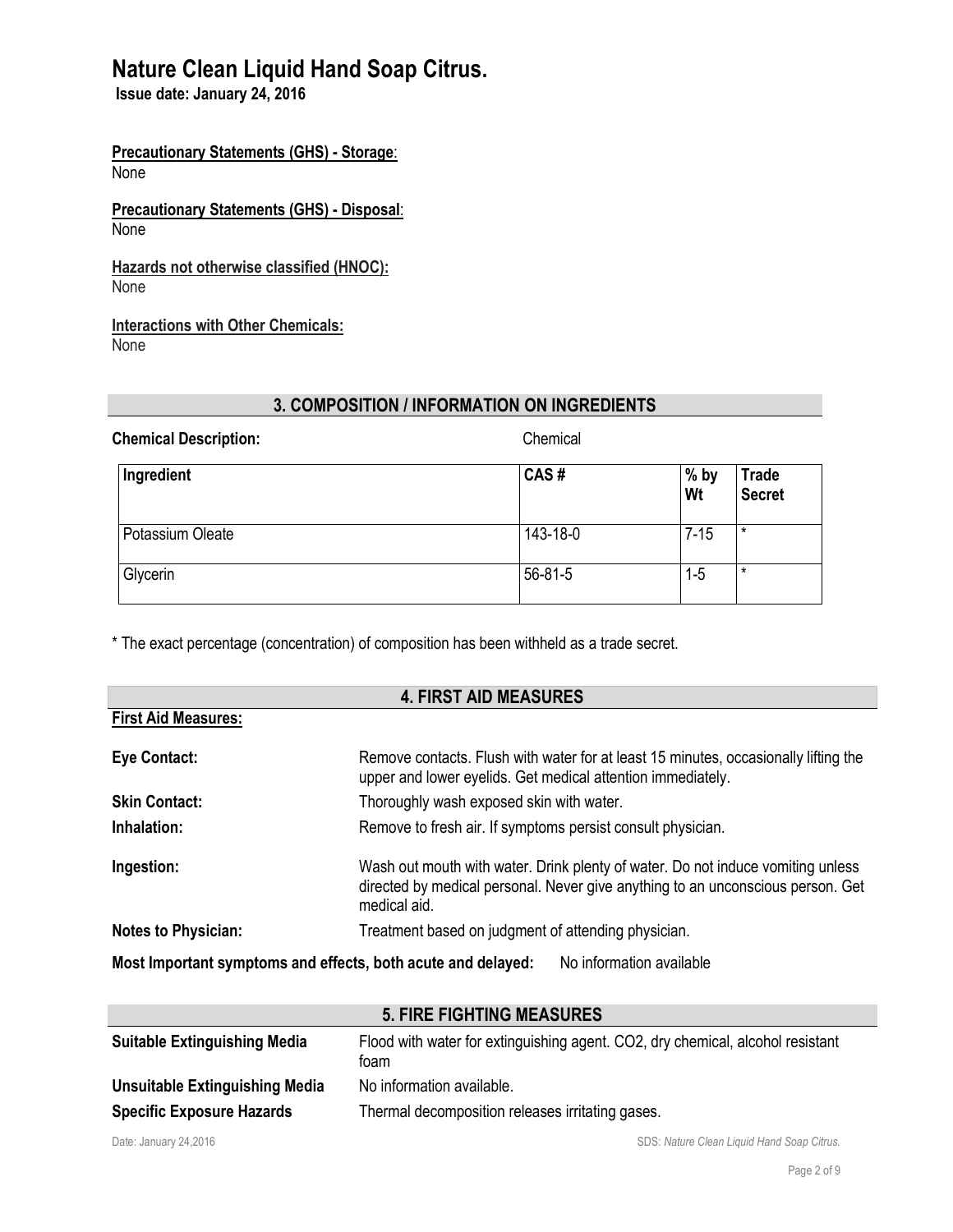**Precautionary Statements (GHS) - Storage**:
None

**Precautionary Statements (GHS) - Disposal**:
None

**Hazards not otherwise classified (HNOC):**
None

**Interactions with Other Chemicals:**
None

## 3. COMPOSITION / INFORMATION ON INGREDIENTS

**Chemical Description:** Chemical

| Ingredient | CAS # | % by Wt | Trade Secret |
|---|---|---|---|
| Potassium Oleate | 143-18-0 | 7-15 | * |
| Glycerin | 56-81-5 | 1-5 | * |

* The exact percentage (concentration) of composition has been withheld as a trade secret.

## 4. FIRST AID MEASURES

**First Aid Measures:**

**Eye Contact:** Remove contacts. Flush with water for at least 15 minutes, occasionally lifting the upper and lower eyelids. Get medical attention immediately.

**Skin Contact:** Thoroughly wash exposed skin with water.

**Inhalation:** Remove to fresh air. If symptoms persist consult physician.

**Ingestion:** Wash out mouth with water. Drink plenty of water. Do not induce vomiting unless directed by medical personal. Never give anything to an unconscious person. Get medical aid.

**Notes to Physician:** Treatment based on judgment of attending physician.

**Most Important symptoms and effects, both acute and delayed:** No information available

## 5. FIRE FIGHTING MEASURES

**Suitable Extinguishing Media** Flood with water for extinguishing agent. CO2, dry chemical, alcohol resistant foam

**Unsuitable Extinguishing Media** No information available.

**Specific Exposure Hazards** Thermal decomposition releases irritating gases.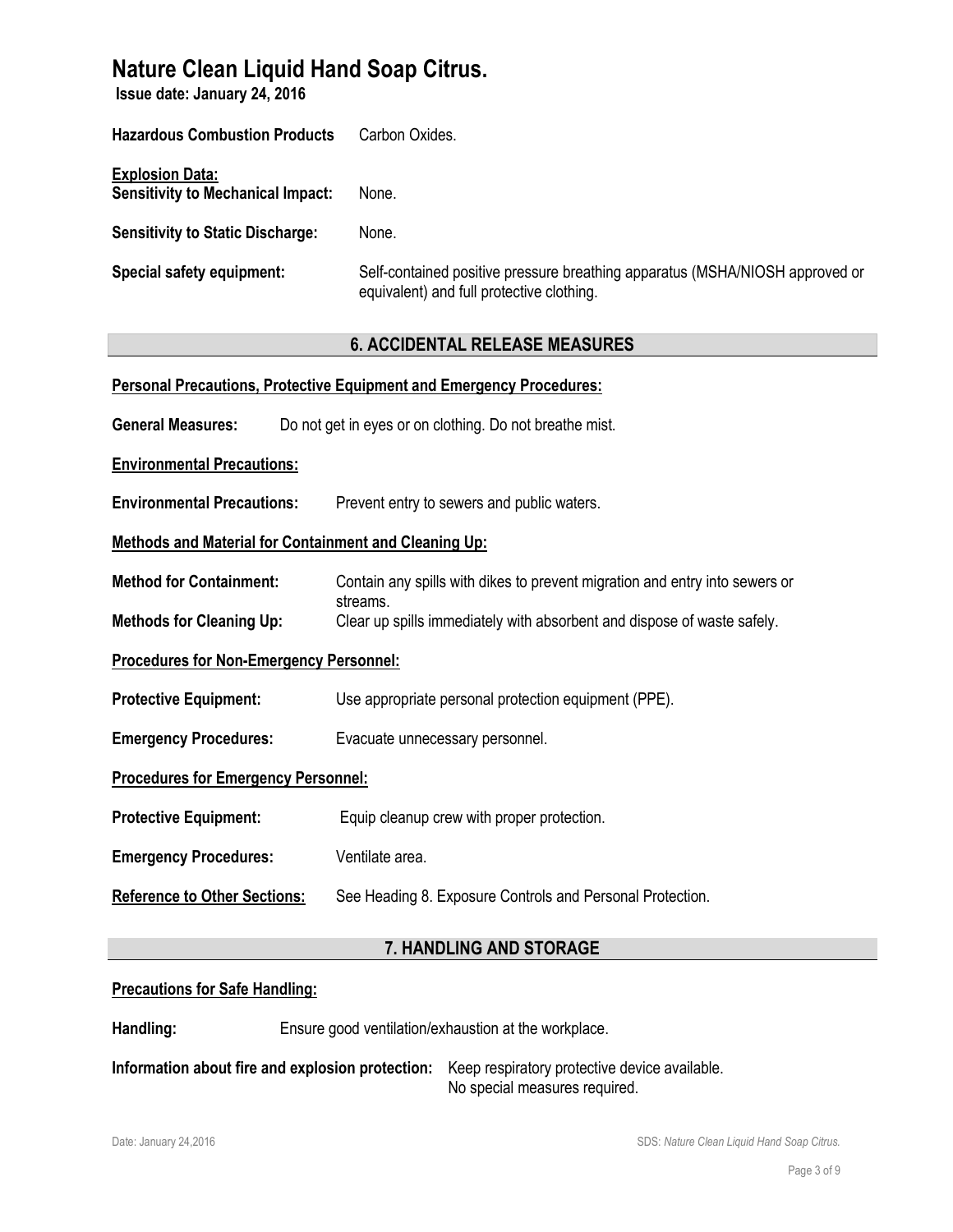**Hazardous Combustion Products** Carbon Oxides.

**Explosion Data:**
**Sensitivity to Mechanical Impact:** None.

**Sensitivity to Static Discharge:** None.

**Special safety equipment:** Self-contained positive pressure breathing apparatus (MSHA/NIOSH approved or equivalent) and full protective clothing.

## 6. ACCIDENTAL RELEASE MEASURES

**Personal Precautions, Protective Equipment and Emergency Procedures:**

**General Measures:** Do not get in eyes or on clothing. Do not breathe mist.

**Environmental Precautions:**

**Environmental Precautions:** Prevent entry to sewers and public waters.

**Methods and Material for Containment and Cleaning Up:**

**Method for Containment:** Contain any spills with dikes to prevent migration and entry into sewers or streams.

**Methods for Cleaning Up:** Clear up spills immediately with absorbent and dispose of waste safely.

**Procedures for Non-Emergency Personnel:**

**Protective Equipment:** Use appropriate personal protection equipment (PPE).

**Emergency Procedures:** Evacuate unnecessary personnel.

**Procedures for Emergency Personnel:**

**Protective Equipment:** Equip cleanup crew with proper protection.

**Emergency Procedures:** Ventilate area.

**Reference to Other Sections:** See Heading 8. Exposure Controls and Personal Protection.

## 7. HANDLING AND STORAGE

**Precautions for Safe Handling:**

**Handling:** Ensure good ventilation/exhaustion at the workplace.

**Information about fire and explosion protection:** Keep respiratory protective device available. No special measures required.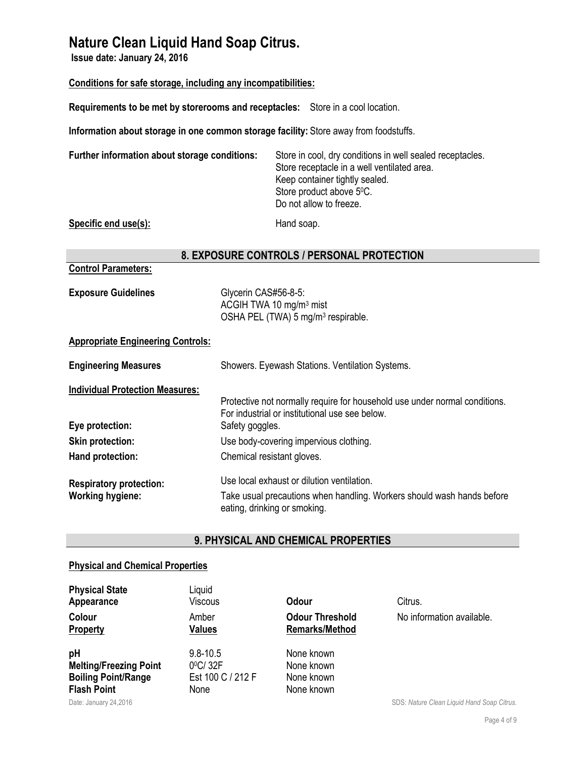**Conditions for safe storage, including any incompatibilities:**

**Requirements to be met by storerooms and receptacles:** Store in a cool location.

**Information about storage in one common storage facility:** Store away from foodstuffs.

**Further information about storage conditions:** Store in cool, dry conditions in well sealed receptacles.
Store receptacle in a well ventilated area.
Keep container tightly sealed.
Store product above 5$^{0}$C.
Do not allow to freeze.

**Specific end use(s):** Hand soap.

## 8. EXPOSURE CONTROLS / PERSONAL PROTECTION

**Control Parameters:**

**Exposure Guidelines** Glycerin CAS#56-8-5:
ACGIH TWA 10 mg/m$^3$ mist
OSHA PEL (TWA) 5 mg/m$^3$ respirable.

**Appropriate Engineering Controls:**

**Engineering Measures** Showers. Eyewash Stations. Ventilation Systems.

**Individual Protection Measures:**

Protective not normally require for household use under normal conditions.
For industrial or institutional use see below.

**Eye protection:** Safety goggles.

**Skin protection:** Use body-covering impervious clothing.

**Hand protection:** Chemical resistant gloves.

**Respiratory protection:** Use local exhaust or dilution ventilation.

**Working hygiene:** Take usual precautions when handling. Workers should wash hands before eating, drinking or smoking.

## 9. PHYSICAL AND CHEMICAL PROPERTIES

**Physical and Chemical Properties**

| **Physical State** | Liquid | | |
|---|---|---|---|
| **Appearance** | Viscous | **Odour** | Citrus. |
| **Colour** | Amber | **Odour Threshold** | No information available. |
| **Property** | **Values** | **Remarks/Method** | |
| **pH** | 9.8-10.5 | None known | |
| **Melting/Freezing Point** | 0$^{0}$C/ 32F | None known | |
| **Boiling Point/Range** | Est 100 C / 212 F | None known | |
| **Flash Point** | None | None known | |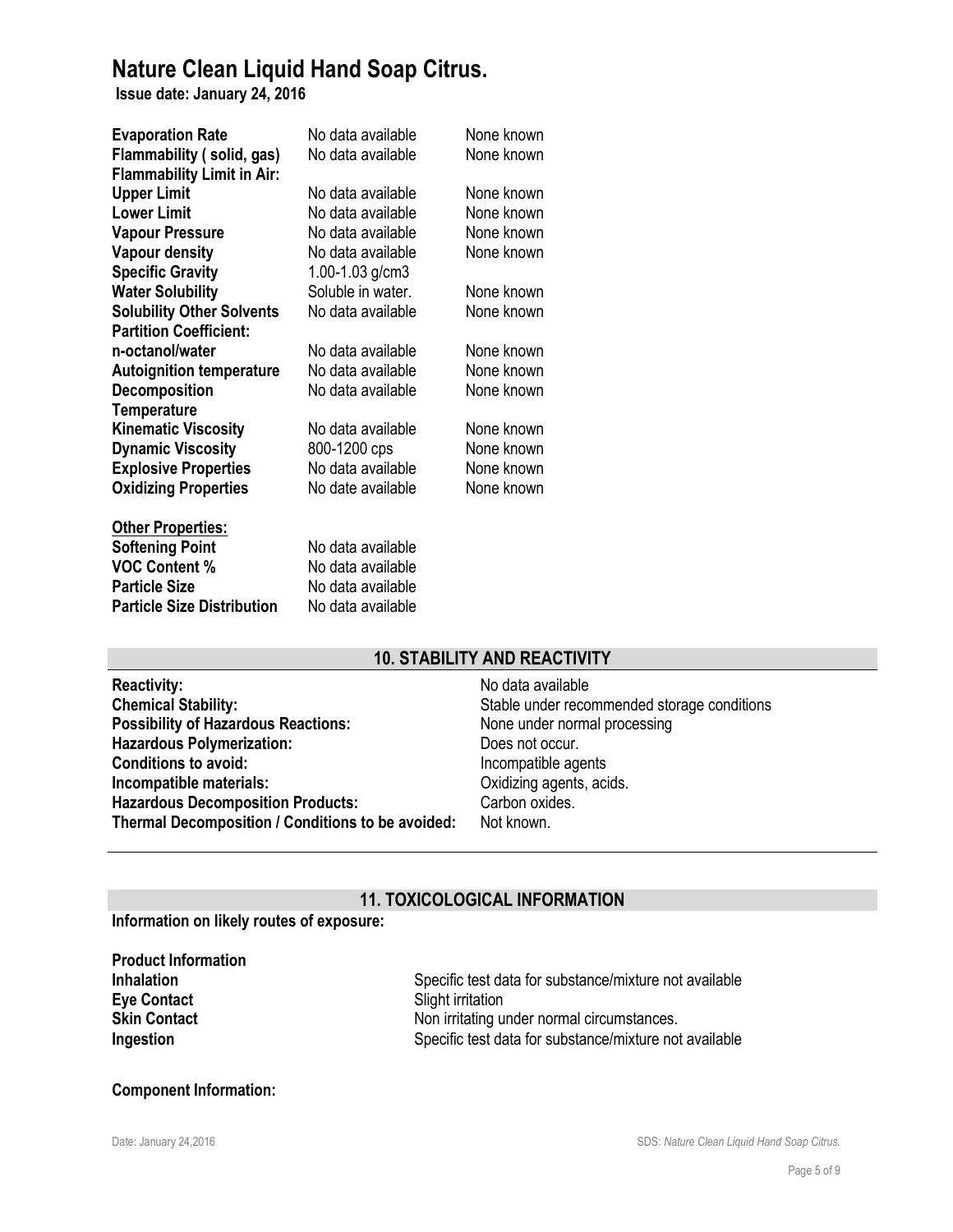# Nature Clean Liquid Hand Soap Citrus.

**Issue date: January 24, 2016**

| | | |
|---|---|---|
| **Evaporation Rate** | No data available | None known |
| **Flammability ( solid, gas)** | No data available | None known |
| **Flammability Limit in Air:** | | |
| **Upper Limit** | No data available | None known |
| **Lower Limit** | No data available | None known |
| **Vapour Pressure** | No data available | None known |
| **Vapour density** | No data available | None known |
| **Specific Gravity** | 1.00-1.03 g/cm3 | |
| **Water Solubility** | Soluble in water. | None known |
| **Solubility Other Solvents** | No data available | None known |
| **Partition Coefficient: n-octanol/water** | No data available | None known |
| **Autoignition temperature** | No data available | None known |
| **Decomposition Temperature** | No data available | None known |
| **Kinematic Viscosity** | No data available | None known |
| **Dynamic Viscosity** | 800-1200 cps | None known |
| **Explosive Properties** | No data available | None known |
| **Oxidizing Properties** | No date available | None known |

**Other Properties:**

| | |
|---|---|
| **Softening Point** | No data available |
| **VOC Content %** | No data available |
| **Particle Size** | No data available |
| **Particle Size Distribution** | No data available |

## 10. STABILITY AND REACTIVITY

| | |
|---|---|
| **Reactivity:** | No data available |
| **Chemical Stability:** | Stable under recommended storage conditions |
| **Possibility of Hazardous Reactions:** | None under normal processing |
| **Hazardous Polymerization:** | Does not occur. |
| **Conditions to avoid:** | Incompatible agents |
| **Incompatible materials:** | Oxidizing agents, acids. |
| **Hazardous Decomposition Products:** | Carbon oxides. |
| **Thermal Decomposition / Conditions to be avoided:** | Not known. |

## 11. TOXICOLOGICAL INFORMATION

**Information on likely routes of exposure:**

**Product Information**

| | |
|---|---|
| **Inhalation** | Specific test data for substance/mixture not available |
| **Eye Contact** | Slight irritation |
| **Skin Contact** | Non irritating under normal circumstances. |
| **Ingestion** | Specific test data for substance/mixture not available |

**Component Information:**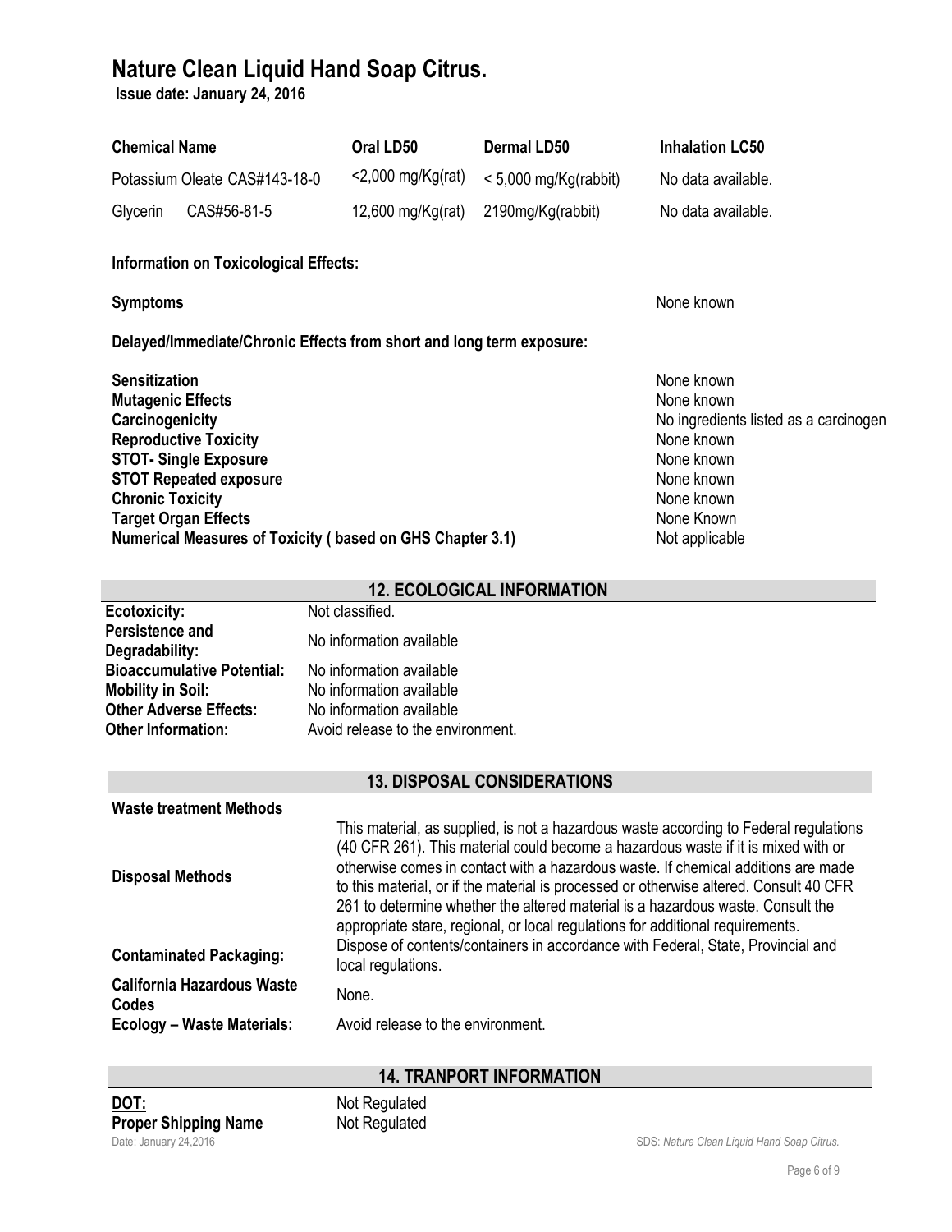# Nature Clean Liquid Hand Soap Citrus.

**Issue date: January 24, 2016**

| Chemical Name | Oral LD50 | Dermal LD50 | Inhalation LC50 |
|---|---|---|---|
| Potassium Oleate CAS#143-18-0 | <2,000 mg/Kg(rat) | < 5,000 mg/Kg(rabbit) | No data available. |
| Glycerin CAS#56-81-5 | 12,600 mg/Kg(rat) | 2190mg/Kg(rabbit) | No data available. |

**Information on Toxicological Effects:**

**Symptoms** None known

**Delayed/Immediate/Chronic Effects from short and long term exposure:**

| | |
|---|---|
| **Sensitization** | None known |
| **Mutagenic Effects** | None known |
| **Carcinogenicity** | No ingredients listed as a carcinogen |
| **Reproductive Toxicity** | None known |
| **STOT- Single Exposure** | None known |
| **STOT Repeated exposure** | None known |
| **Chronic Toxicity** | None known |
| **Target Organ Effects** | None Known |
| **Numerical Measures of Toxicity ( based on GHS Chapter 3.1)** | Not applicable |

## 12. ECOLOGICAL INFORMATION

| | |
|---|---|
| **Ecotoxicity:** | Not classified. |
| **Persistence and Degradability:** | No information available |
| **Bioaccumulative Potential:** | No information available |
| **Mobility in Soil:** | No information available |
| **Other Adverse Effects:** | No information available |
| **Other Information:** | Avoid release to the environment. |

## 13. DISPOSAL CONSIDERATIONS

**Waste treatment Methods**

| | |
|---|---|
| **Disposal Methods** | This material, as supplied, is not a hazardous waste according to Federal regulations (40 CFR 261). This material could become a hazardous waste if it is mixed with or otherwise comes in contact with a hazardous waste. If chemical additions are made to this material, or if the material is processed or otherwise altered. Consult 40 CFR 261 to determine whether the altered material is a hazardous waste. Consult the appropriate stare, regional, or local regulations for additional requirements. |
| **Contaminated Packaging:** | Dispose of contents/containers in accordance with Federal, State, Provincial and local regulations. |
| **California Hazardous Waste Codes** | None. |
| **Ecology – Waste Materials:** | Avoid release to the environment. |

## 14. TRANPORT INFORMATION

| | |
|---|---|
| **DOT:** | Not Regulated |
| **Proper Shipping Name** | Not Regulated |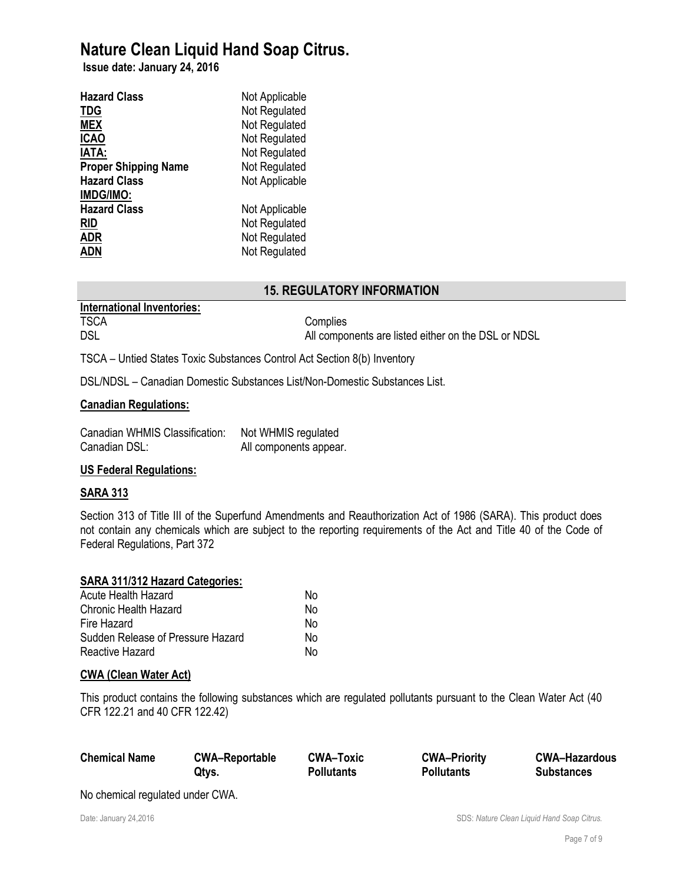# Nature Clean Liquid Hand Soap Citrus.

**Issue date: January 24, 2016**

| | |
|---|---|
| **Hazard Class** | Not Applicable |
| **TDG** | Not Regulated |
| **MEX** | Not Regulated |
| **ICAO** | Not Regulated |
| **IATA:** | Not Regulated |
| **Proper Shipping Name** | Not Regulated |
| **Hazard Class** | Not Applicable |
| **IMDG/IMO:** | |
| **Hazard Class** | Not Applicable |
| **RID** | Not Regulated |
| **ADR** | Not Regulated |
| **ADN** | Not Regulated |

## 15. REGULATORY INFORMATION

**International Inventories:**

| | |
|---|---|
| TSCA | Complies |
| DSL | All components are listed either on the DSL or NDSL |

TSCA – Untied States Toxic Substances Control Act Section 8(b) Inventory

DSL/NDSL – Canadian Domestic Substances List/Non-Domestic Substances List.

**Canadian Regulations:**

| | |
|---|---|
| Canadian WHMIS Classification: | Not WHMIS regulated |
| Canadian DSL: | All components appear. |

**US Federal Regulations:**

**SARA 313**

Section 313 of Title III of the Superfund Amendments and Reauthorization Act of 1986 (SARA). This product does not contain any chemicals which are subject to the reporting requirements of the Act and Title 40 of the Code of Federal Regulations, Part 372

**SARA 311/312 Hazard Categories:**

| | |
|---|---|
| Acute Health Hazard | No |
| Chronic Health Hazard | No |
| Fire Hazard | No |
| Sudden Release of Pressure Hazard | No |
| Reactive Hazard | No |

**CWA (Clean Water Act)**

This product contains the following substances which are regulated pollutants pursuant to the Clean Water Act (40 CFR 122.21 and 40 CFR 122.42)

| Chemical Name | CWA–Reportable Qtys. | CWA–Toxic Pollutants | CWA–Priority Pollutants | CWA–Hazardous Substances |
|---|---|---|---|---|

No chemical regulated under CWA.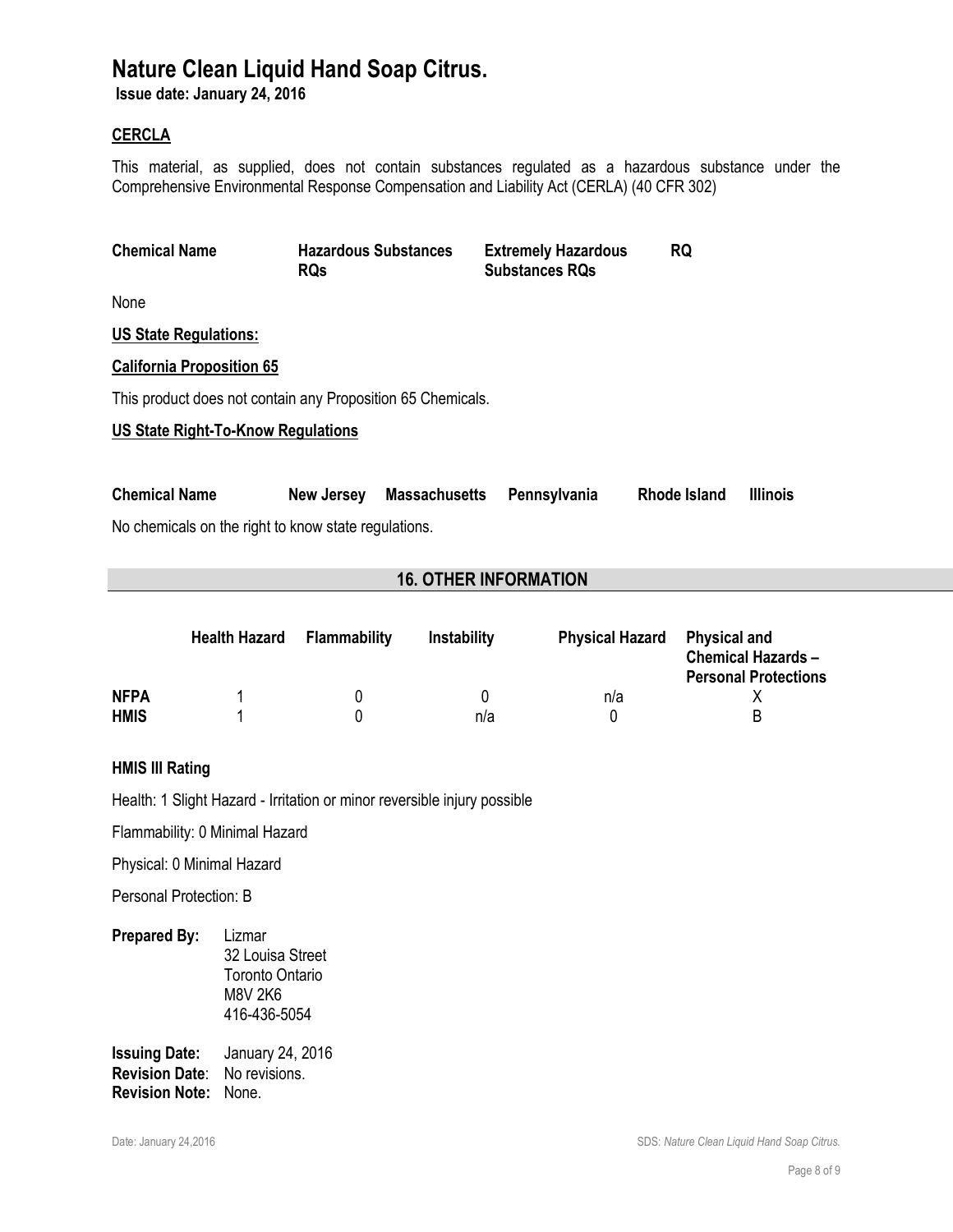# Nature Clean Liquid Hand Soap Citrus.

**Issue date: January 24, 2016**

## CERCLA

This material, as supplied, does not contain substances regulated as a hazardous substance under the Comprehensive Environmental Response Compensation and Liability Act (CERLA) (40 CFR 302)

| Chemical Name | Hazardous Substances RQs | Extremely Hazardous Substances RQs | RQ |
|---|---|---|---|
| None | | | |

**US State Regulations:**

**California Proposition 65**

This product does not contain any Proposition 65 Chemicals.

**US State Right-To-Know Regulations**

| Chemical Name | New Jersey | Massachusetts | Pennsylvania | Rhode Island | Illinois |
|---|---|---|---|---|---|

No chemicals on the right to know state regulations.

## 16. OTHER INFORMATION

| | Health Hazard | Flammability | Instability | Physical Hazard | Physical and Chemical Hazards – Personal Protections |
|---|---|---|---|---|---|
| **NFPA** | 1 | 0 | 0 | n/a | X |
| **HMIS** | 1 | 0 | n/a | 0 | B |

**HMIS III Rating**

Health: 1 Slight Hazard - Irritation or minor reversible injury possible

Flammability: 0 Minimal Hazard

Physical: 0 Minimal Hazard

Personal Protection: B

**Prepared By:** Lizmar
32 Louisa Street
Toronto Ontario
M8V 2K6
416-436-5054

**Issuing Date:** January 24, 2016
**Revision Date**: No revisions.
**Revision Note:** None.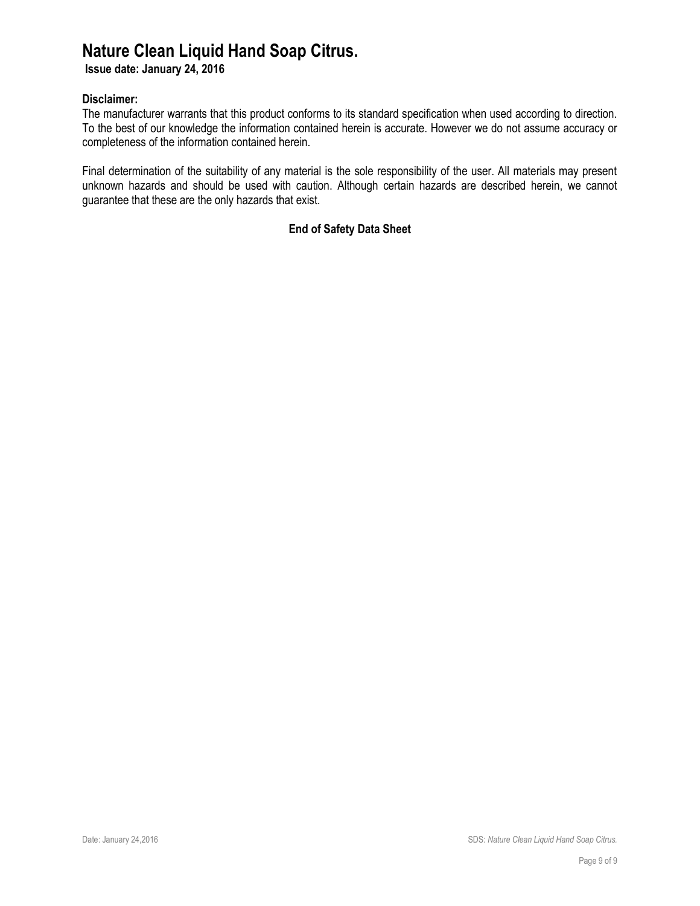# Nature Clean Liquid Hand Soap Citrus.

**Issue date: January 24, 2016**

**Disclaimer:**

The manufacturer warrants that this product conforms to its standard specification when used according to direction. To the best of our knowledge the information contained herein is accurate. However we do not assume accuracy or completeness of the information contained herein.

Final determination of the suitability of any material is the sole responsibility of the user. All materials may present unknown hazards and should be used with caution. Although certain hazards are described herein, we cannot guarantee that these are the only hazards that exist.

**End of Safety Data Sheet**